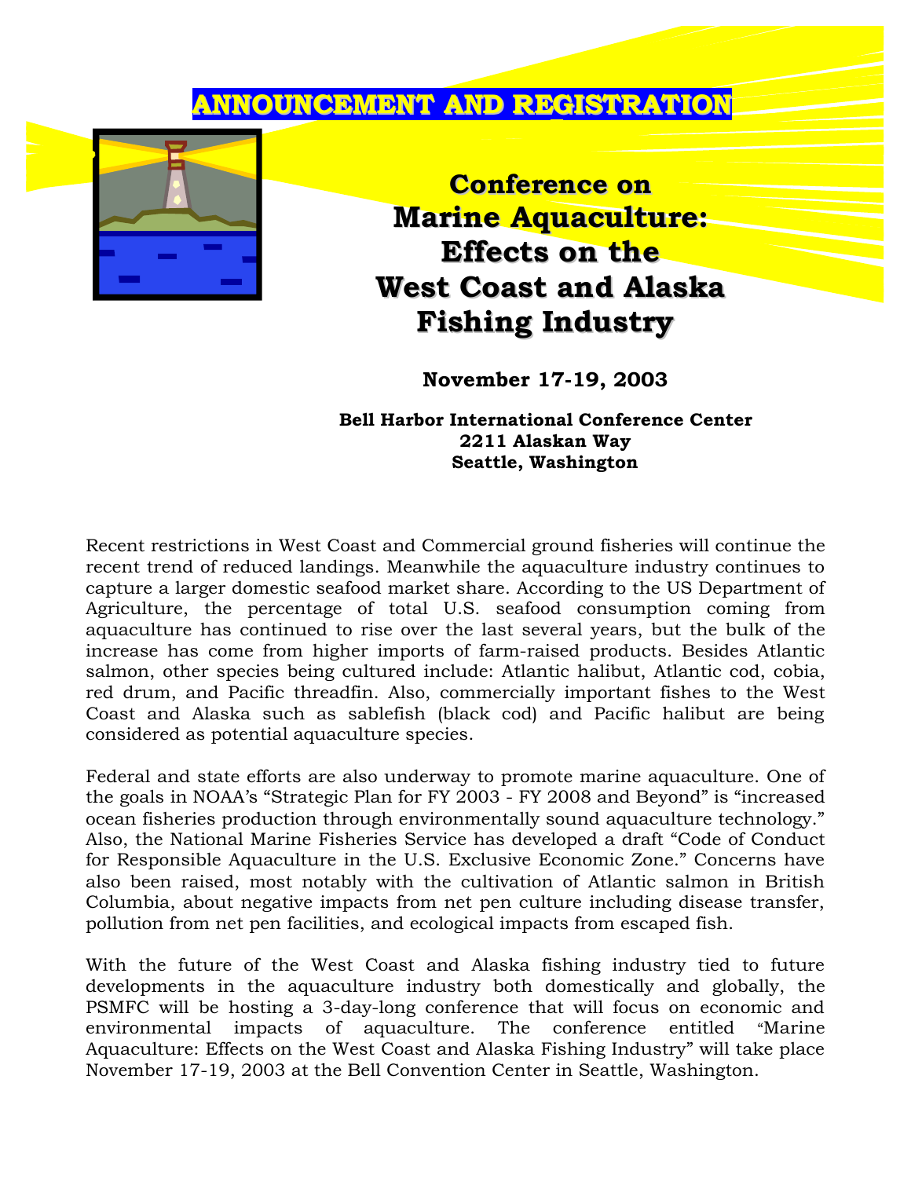# ANNOUNCEMENT AND REGISTRATION

## Conference on Marine Aquaculture: Effects on the West Coast and Alaska Fishing Industry

**November 17-19, 2003**

**Bell Harbor International Conference Center**
**2211 Alaskan Way**
**Seattle, Washington**

Recent restrictions in West Coast and Commercial ground fisheries will continue the recent trend of reduced landings. Meanwhile the aquaculture industry continues to capture a larger domestic seafood market share. According to the US Department of Agriculture, the percentage of total U.S. seafood consumption coming from aquaculture has continued to rise over the last several years, but the bulk of the increase has come from higher imports of farm-raised products. Besides Atlantic salmon, other species being cultured include: Atlantic halibut, Atlantic cod, cobia, red drum, and Pacific threadfin. Also, commercially important fishes to the West Coast and Alaska such as sablefish (black cod) and Pacific halibut are being considered as potential aquaculture species.

Federal and state efforts are also underway to promote marine aquaculture. One of the goals in NOAA's "Strategic Plan for FY 2003 - FY 2008 and Beyond" is "increased ocean fisheries production through environmentally sound aquaculture technology." Also, the National Marine Fisheries Service has developed a draft "Code of Conduct for Responsible Aquaculture in the U.S. Exclusive Economic Zone." Concerns have also been raised, most notably with the cultivation of Atlantic salmon in British Columbia, about negative impacts from net pen culture including disease transfer, pollution from net pen facilities, and ecological impacts from escaped fish.

With the future of the West Coast and Alaska fishing industry tied to future developments in the aquaculture industry both domestically and globally, the PSMFC will be hosting a 3-day-long conference that will focus on economic and environmental impacts of aquaculture. The conference entitled "Marine Aquaculture: Effects on the West Coast and Alaska Fishing Industry" will take place November 17-19, 2003 at the Bell Convention Center in Seattle, Washington.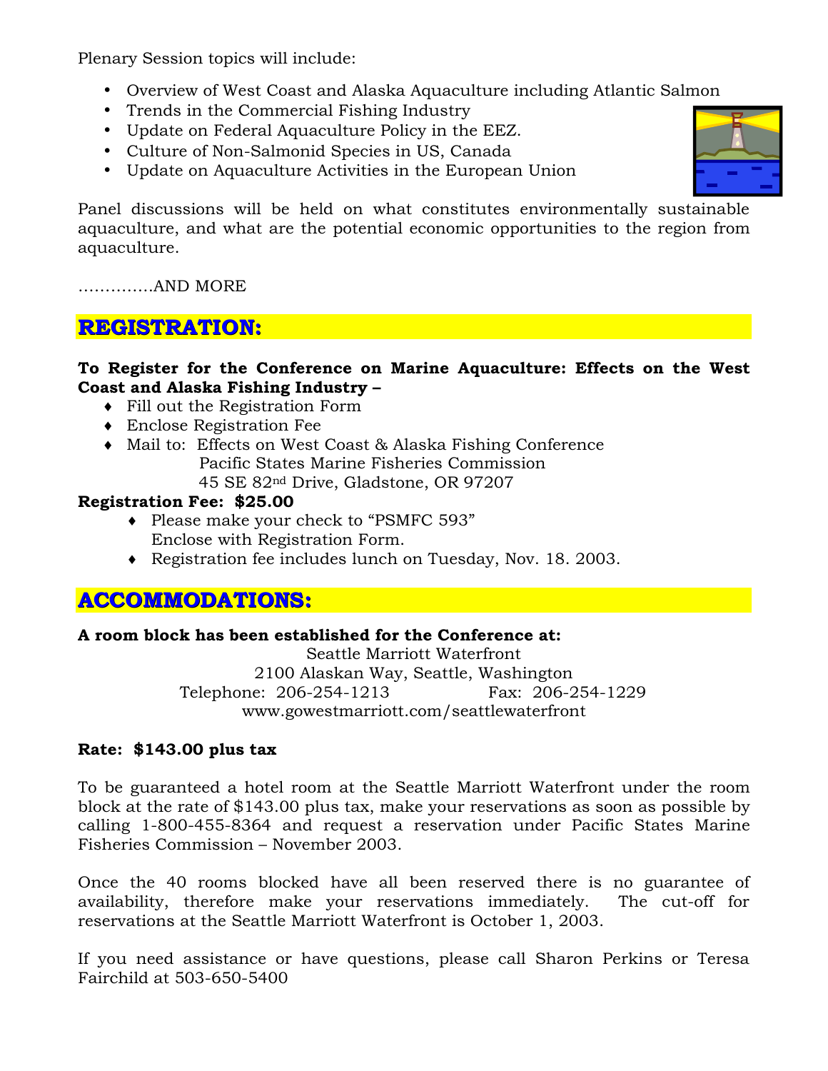Plenary Session topics will include:

- Overview of West Coast and Alaska Aquaculture including Atlantic Salmon
- Trends in the Commercial Fishing Industry
- Update on Federal Aquaculture Policy in the EEZ.
- Culture of Non-Salmonid Species in US, Canada
- Update on Aquaculture Activities in the European Union

Panel discussions will be held on what constitutes environmentally sustainable aquaculture, and what are the potential economic opportunities to the region from aquaculture.

…………..AND MORE

## REGISTRATION:

**To Register for the Conference on Marine Aquaculture: Effects on the West Coast and Alaska Fishing Industry –**

- Fill out the Registration Form
- Enclose Registration Fee
- Mail to: Effects on West Coast & Alaska Fishing Conference
  Pacific States Marine Fisheries Commission
  45 SE 82nd Drive, Gladstone, OR 97207

**Registration Fee: $25.00**

- Please make your check to "PSMFC 593"
  Enclose with Registration Form.
- Registration fee includes lunch on Tuesday, Nov. 18. 2003.

## ACCOMMODATIONS:

**A room block has been established for the Conference at:**

Seattle Marriott Waterfront
2100 Alaskan Way, Seattle, Washington
Telephone: 206-254-1213 Fax: 206-254-1229
www.gowestmarriott.com/seattlewaterfront

**Rate: $143.00 plus tax**

To be guaranteed a hotel room at the Seattle Marriott Waterfront under the room block at the rate of $143.00 plus tax, make your reservations as soon as possible by calling 1-800-455-8364 and request a reservation under Pacific States Marine Fisheries Commission – November 2003.

Once the 40 rooms blocked have all been reserved there is no guarantee of availability, therefore make your reservations immediately. The cut-off for reservations at the Seattle Marriott Waterfront is October 1, 2003.

If you need assistance or have questions, please call Sharon Perkins or Teresa Fairchild at 503-650-5400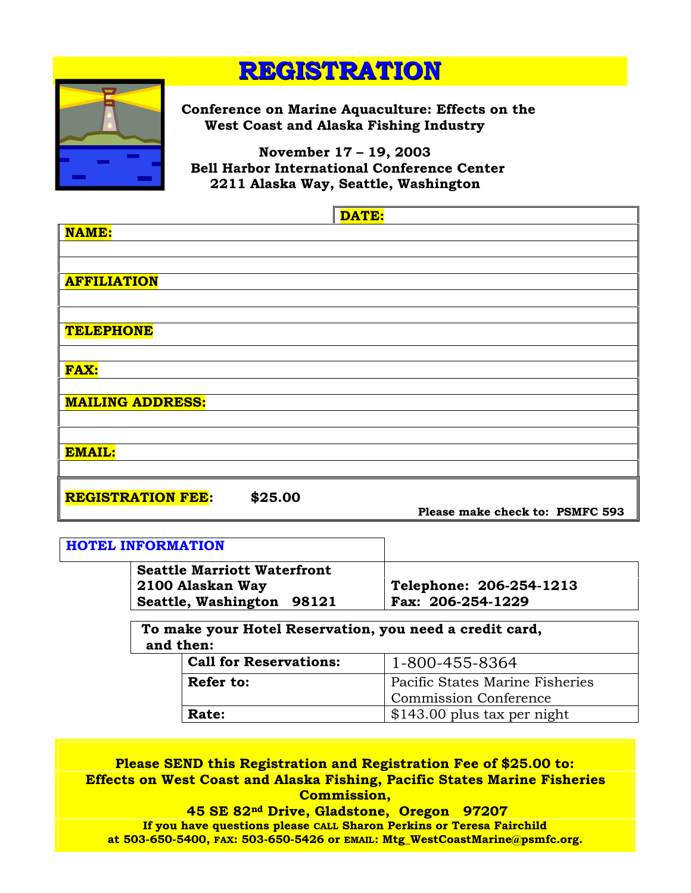# REGISTRATION

**Conference on Marine Aquaculture: Effects on the West Coast and Alaska Fishing Industry**

**November 17 – 19, 2003**
**Bell Harbor International Conference Center**
**2211 Alaska Way, Seattle, Washington**

**DATE:**

**NAME:**

**AFFILIATION**

**TELEPHONE**

**FAX:**

**MAILING ADDRESS:**

**EMAIL:**

**REGISTRATION FEE: $25.00**

**Please make check to: PSMFC 593**

| **HOTEL INFORMATION** | |
|---|---|
| **Seattle Marriott Waterfront**<br>**2100 Alaskan Way**<br>**Seattle, Washington 98121** | **Telephone: 206-254-1213**<br>**Fax: 206-254-1229** |

**To make your Hotel Reservation, you need a credit card, and then:**

| | |
|---|---|
| **Call for Reservations:** | 1-800-455-8364 |
| **Refer to:** | Pacific States Marine Fisheries Commission Conference |
| **Rate:** | $143.00 plus tax per night |

**Please SEND this Registration and Registration Fee of $25.00 to:**
**Effects on West Coast and Alaska Fishing, Pacific States Marine Fisheries Commission,**
**45 SE 82nd Drive, Gladstone, Oregon 97207**
**If you have questions please CALL Sharon Perkins or Teresa Fairchild at 503-650-5400, FAX: 503-650-5426 or EMAIL: Mtg_WestCoastMarine@psmfc.org.**